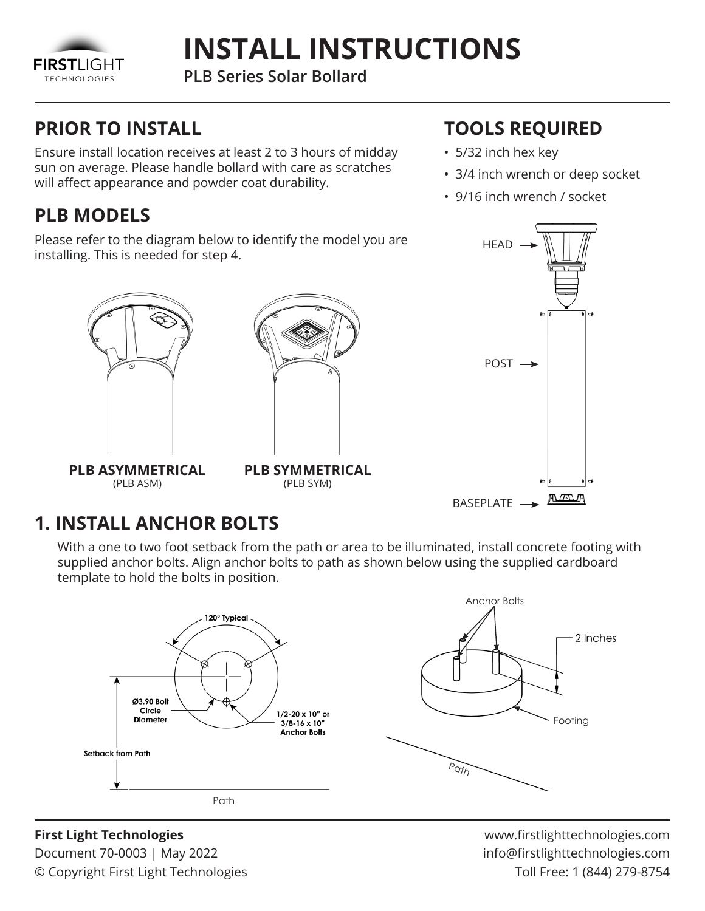# INSTALL INSTRUCTIONS

**PLB Series Solar Bollard**

## PRIOR TO INSTALL

Ensure install location receives at least 2 to 3 hours of midday sun on average. Please handle bollard with care as scratches will affect appearance and powder coat durability.

## PLB MODELS

Please refer to the diagram below to identify the model you are installing. This is needed for step 4.

**PLB ASYMMETRICAL**
(PLB ASM)

**PLB SYMMETRICAL**
(PLB SYM)

## TOOLS REQUIRED

- 5/32 inch hex key
- 3/4 inch wrench or deep socket
- 9/16 inch wrench / socket

HEAD

POST

BASEPLATE

## 1. INSTALL ANCHOR BOLTS

With a one to two foot setback from the path or area to be illuminated, install concrete footing with supplied anchor bolts. Align anchor bolts to path as shown below using the supplied cardboard template to hold the bolts in position.

120° Typical

Ø3.90 Bolt Circle Diameter

1/2-20 x 10" or 3/8-16 x 10" Anchor Bolts

Setback from Path

Path

Anchor Bolts

2 Inches

Footing

Path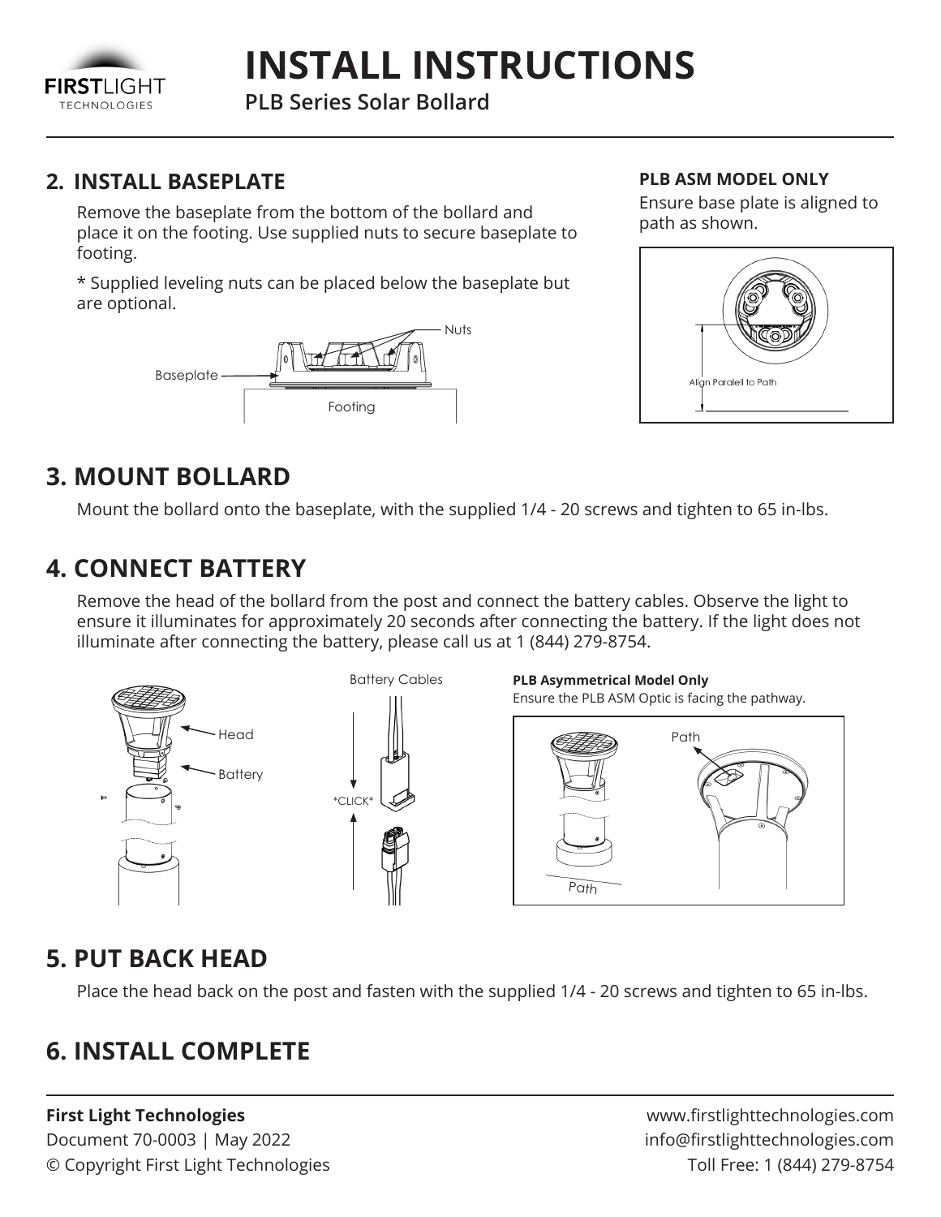# INSTALL INSTRUCTIONS

**PLB Series Solar Bollard**

## 2. INSTALL BASEPLATE

Remove the baseplate from the bottom of the bollard and place it on the footing. Use supplied nuts to secure baseplate to footing.

* Supplied leveling nuts can be placed below the baseplate but are optional.

Nuts

Baseplate

Footing

**PLB ASM MODEL ONLY**

Ensure base plate is aligned to path as shown.

Align Paralell to Path

## 3. MOUNT BOLLARD

Mount the bollard onto the baseplate, with the supplied 1/4 - 20 screws and tighten to 65 in-lbs.

## 4. CONNECT BATTERY

Remove the head of the bollard from the post and connect the battery cables. Observe the light to ensure it illuminates for approximately 20 seconds after connecting the battery. If the light does not illuminate after connecting the battery, please call us at 1 (844) 279-8754.

Head

Battery

Battery Cables

*CLICK*

**PLB Asymmetrical Model Only**

Ensure the PLB ASM Optic is facing the pathway.

Path

Path

## 5. PUT BACK HEAD

Place the head back on the post and fasten with the supplied 1/4 - 20 screws and tighten to 65 in-lbs.

## 6. INSTALL COMPLETE

**First Light Technologies**
Document 70-0003 | May 2022
© Copyright First Light Technologies

www.firstlighttechnologies.com
info@firstlighttechnologies.com
Toll Free: 1 (844) 279-8754